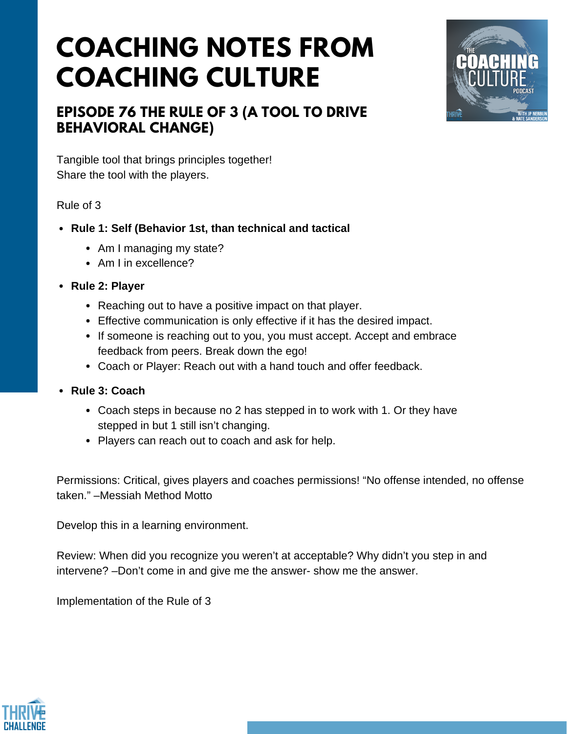# COACHING NOTES FROM COACHING CULTURE

## EPISODE 76 THE RULE OF 3 (A TOOL TO DRIVE BEHAVIORAL CHANGE)

Tangible tool that brings principles together!
Share the tool with the players.

Rule of 3

- **Rule 1: Self (Behavior 1st, than technical and tactical**
  - Am I managing my state?
  - Am I in excellence?
- **Rule 2: Player**
  - Reaching out to have a positive impact on that player.
  - Effective communication is only effective if it has the desired impact.
  - If someone is reaching out to you, you must accept. Accept and embrace feedback from peers. Break down the ego!
  - Coach or Player: Reach out with a hand touch and offer feedback.
- **Rule 3: Coach**
  - Coach steps in because no 2 has stepped in to work with 1. Or they have stepped in but 1 still isn't changing.
  - Players can reach out to coach and ask for help.

Permissions: Critical, gives players and coaches permissions! "No offense intended, no offense taken." –Messiah Method Motto

Develop this in a learning environment.

Review: When did you recognize you weren't at acceptable? Why didn't you step in and intervene? –Don't come in and give me the answer- show me the answer.

Implementation of the Rule of 3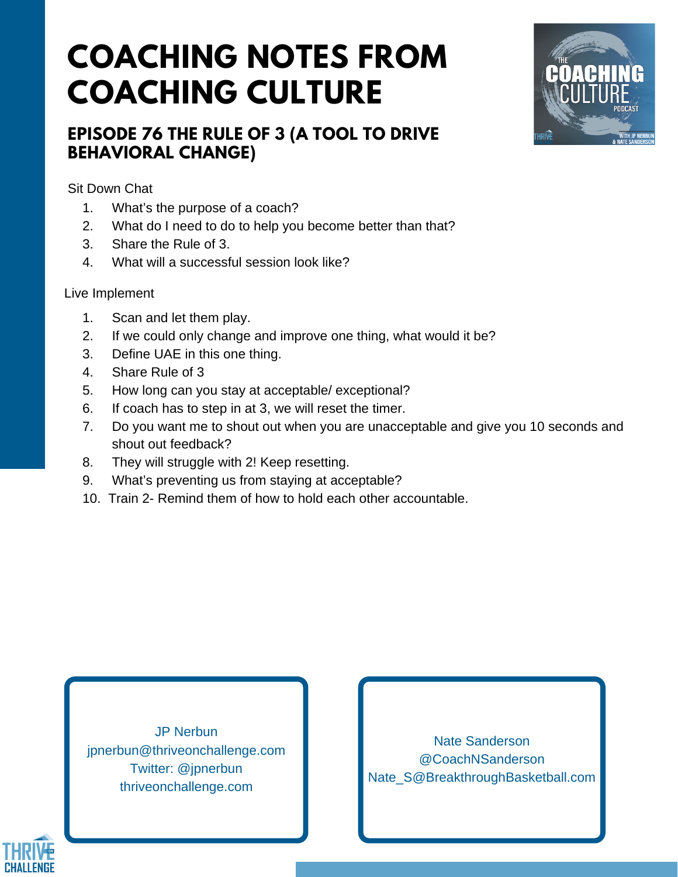# COACHING NOTES FROM COACHING CULTURE

## EPISODE 76 THE RULE OF 3 (A TOOL TO DRIVE BEHAVIORAL CHANGE)

Sit Down Chat

1. What's the purpose of a coach?
2. What do I need to do to help you become better than that?
3. Share the Rule of 3.
4. What will a successful session look like?

Live Implement

1. Scan and let them play.
2. If we could only change and improve one thing, what would it be?
3. Define UAE in this one thing.
4. Share Rule of 3
5. How long can you stay at acceptable/ exceptional?
6. If coach has to step in at 3, we will reset the timer.
7. Do you want me to shout out when you are unacceptable and give you 10 seconds and shout out feedback?
8. They will struggle with 2! Keep resetting.
9. What's preventing us from staying at acceptable?
10. Train 2- Remind them of how to hold each other accountable.

JP Nerbun
jpnerbun@thriveonchallenge.com
Twitter: @jpnerbun
thriveonchallenge.com

Nate Sanderson
@CoachNSanderson
Nate_S@BreakthroughBasketball.com